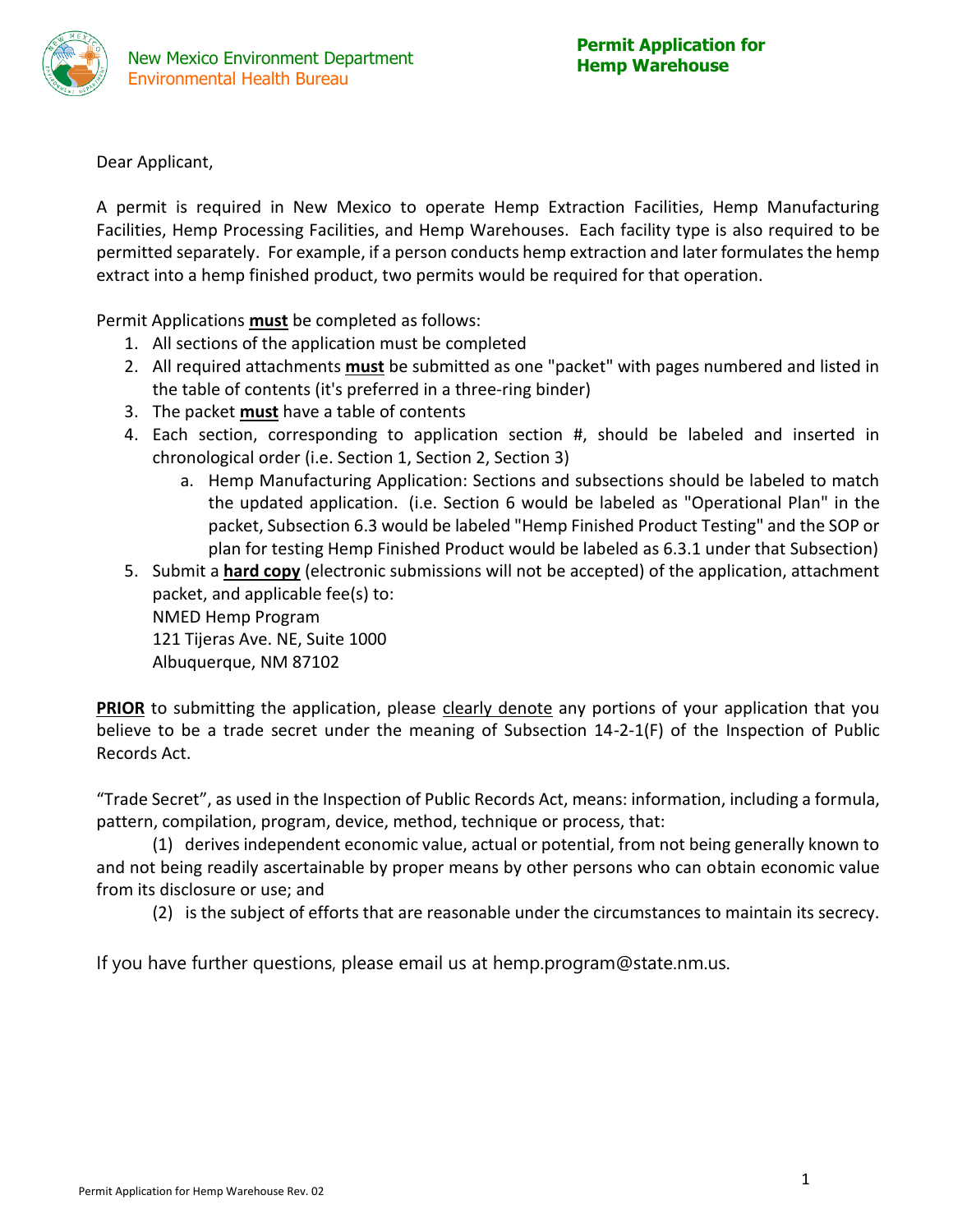New Mexico Environment Department
Environmental Health Bureau

# Permit Application for Hemp Warehouse

Dear Applicant,

A permit is required in New Mexico to operate Hemp Extraction Facilities, Hemp Manufacturing Facilities, Hemp Processing Facilities, and Hemp Warehouses. Each facility type is also required to be permitted separately. For example, if a person conducts hemp extraction and later formulates the hemp extract into a hemp finished product, two permits would be required for that operation.

Permit Applications **must** be completed as follows:

1. All sections of the application must be completed
2. All required attachments **must** be submitted as one "packet" with pages numbered and listed in the table of contents (it's preferred in a three-ring binder)
3. The packet **must** have a table of contents
4. Each section, corresponding to application section #, should be labeled and inserted in chronological order (i.e. Section 1, Section 2, Section 3)
   a. Hemp Manufacturing Application: Sections and subsections should be labeled to match the updated application. (i.e. Section 6 would be labeled as "Operational Plan" in the packet, Subsection 6.3 would be labeled "Hemp Finished Product Testing" and the SOP or plan for testing Hemp Finished Product would be labeled as 6.3.1 under that Subsection)
5. Submit a **hard copy** (electronic submissions will not be accepted) of the application, attachment packet, and applicable fee(s) to:
   NMED Hemp Program
   121 Tijeras Ave. NE, Suite 1000
   Albuquerque, NM 87102

**PRIOR** to submitting the application, please clearly denote any portions of your application that you believe to be a trade secret under the meaning of Subsection 14-2-1(F) of the Inspection of Public Records Act.

"Trade Secret", as used in the Inspection of Public Records Act, means: information, including a formula, pattern, compilation, program, device, method, technique or process, that:

(1) derives independent economic value, actual or potential, from not being generally known to and not being readily ascertainable by proper means by other persons who can obtain economic value from its disclosure or use; and

(2) is the subject of efforts that are reasonable under the circumstances to maintain its secrecy.

If you have further questions, please email us at hemp.program@state.nm.us.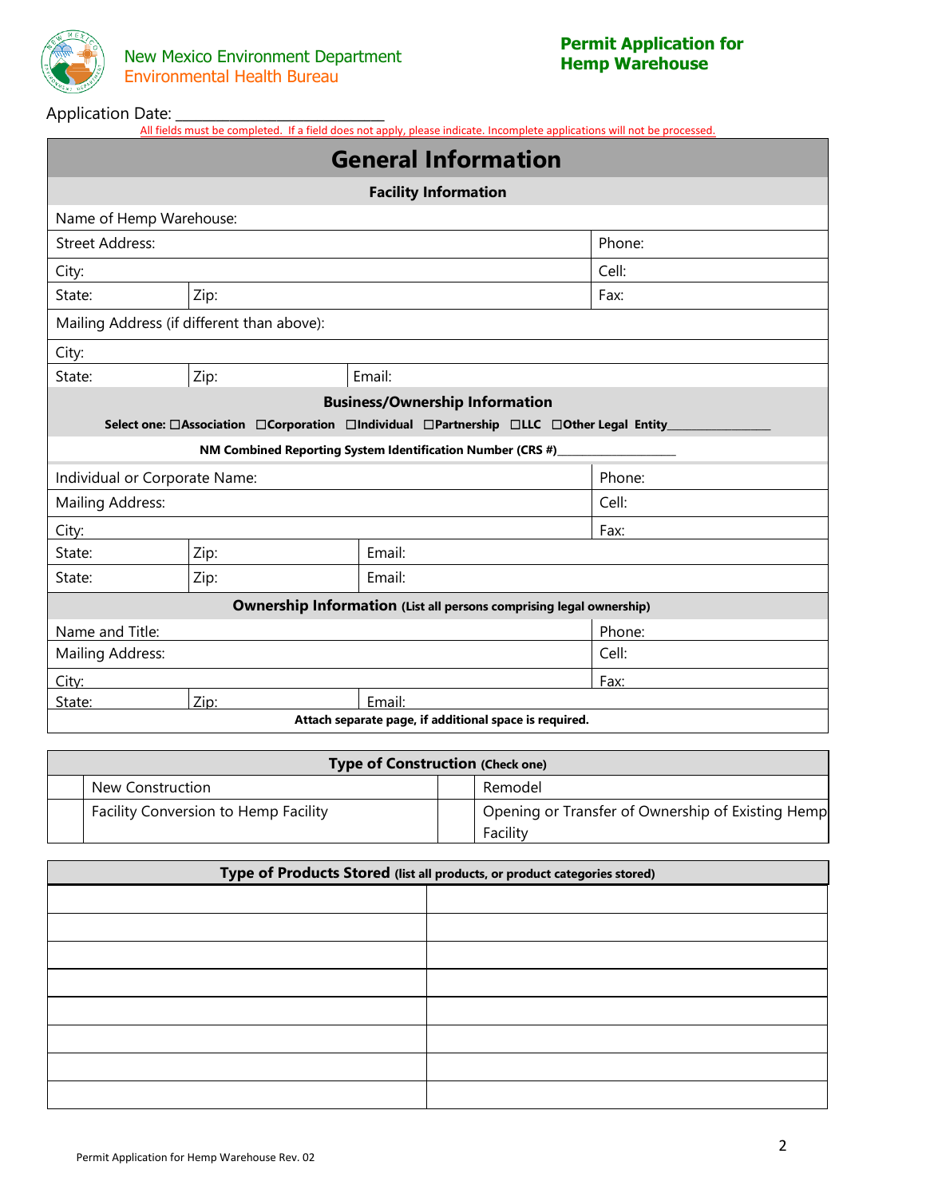New Mexico Environment Department
Environmental Health Bureau

**Permit Application for Hemp Warehouse**

Application Date: ___________________________

All fields must be completed. If a field does not apply, please indicate. Incomplete applications will not be processed.

# General Information

### Facility Information

| | | |
|---|---|---|
| Name of Hemp Warehouse: | | |
| Street Address: | | Phone: |
| City: | | Cell: |
| State: | Zip: | Fax: |
| Mailing Address (if different than above): | | |
| City: | | |
| State: | Zip: | Email: |

### Business/Ownership Information

**Select one: ☐Association ☐Corporation ☐Individual ☐Partnership ☐LLC ☐Other Legal Entity________________**

**NM Combined Reporting System Identification Number (CRS #)__________________**

| | | | |
|---|---|---|---|
| Individual or Corporate Name: | | | Phone: |
| Mailing Address: | | | Cell: |
| City: | | | Fax: |
| State: | Zip: | Email: | |
| State: | Zip: | Email: | |

### Ownership Information (List all persons comprising legal ownership)

| | | | |
|---|---|---|---|
| Name and Title: | | | Phone: |
| Mailing Address: | | | Cell: |
| City: | | | Fax: |
| State: | Zip: | Email: | |

**Attach separate page, if additional space is required.**

### Type of Construction (Check one)

| | | | |
|---|---|---|---|
| | New Construction | | Remodel |
| | Facility Conversion to Hemp Facility | | Opening or Transfer of Ownership of Existing Hemp Facility |

### Type of Products Stored (list all products, or product categories stored)

| | |
|---|---|
| | |
| | |
| | |
| | |
| | |
| | |
| | |
| | |

Permit Application for Hemp Warehouse Rev. 02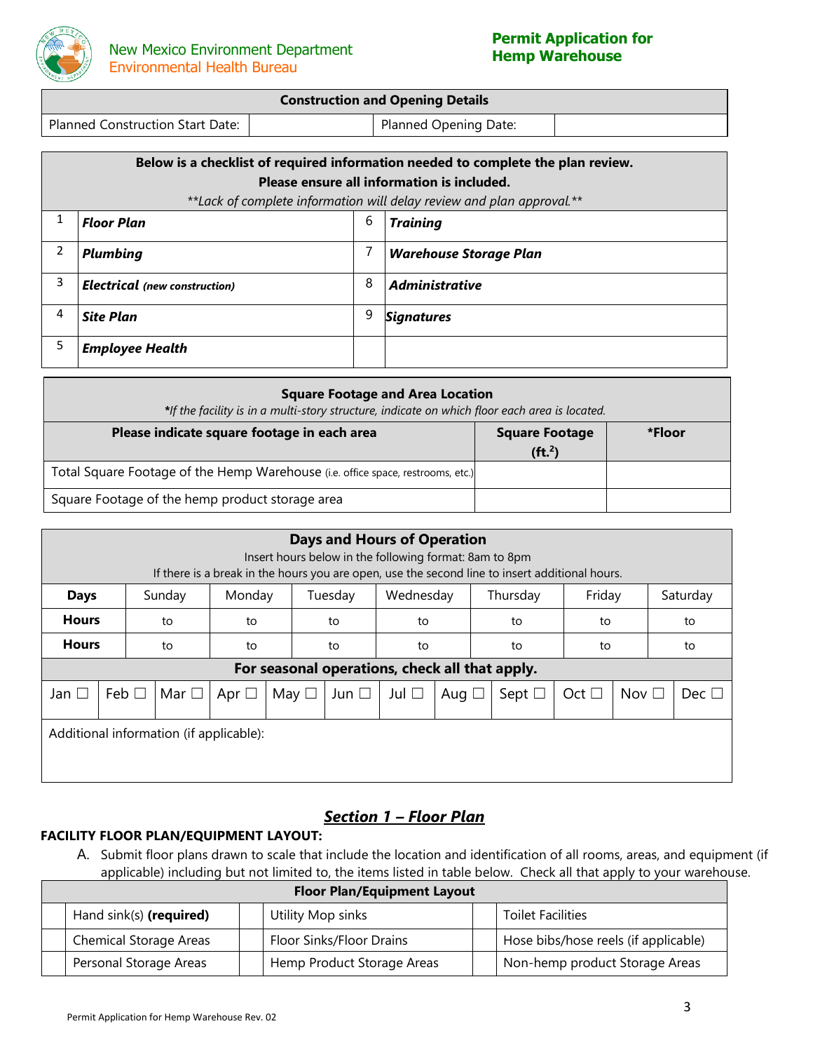New Mexico Environment Department
Environmental Health Bureau

**Permit Application for Hemp Warehouse**

| Construction and Opening Details | | | |
|---|---|---|---|
| Planned Construction Start Date: | | Planned Opening Date: | |

| Below is a checklist of required information needed to complete the plan review. Please ensure all information is included. *\*\*Lack of complete information will delay review and plan approval.\*\** | | | |
|---|---|---|---|
| 1 | ***Floor Plan*** | 6 | ***Training*** |
| 2 | ***Plumbing*** | 7 | ***Warehouse Storage Plan*** |
| 3 | ***Electrical** (new construction)* | 8 | ***Administrative*** |
| 4 | ***Site Plan*** | 9 | ***Signatures*** |
| 5 | ***Employee Health*** | | |

| Square Footage and Area Location *\*If the facility is in a multi-story structure, indicate on which floor each area is located.* | | |
|---|---|---|
| **Please indicate square footage in each area** | **Square Footage ($ft.^2$)** | **\*Floor** |
| Total Square Footage of the Hemp Warehouse (i.e. office space, restrooms, etc.) | | |
| Square Footage of the hemp product storage area | | |

| Days and Hours of Operation | | | | | | | |
|---|---|---|---|---|---|---|---|
| Insert hours below in the following format: 8am to 8pm. If there is a break in the hours you are open, use the second line to insert additional hours. | | | | | | | |
| **Days** | Sunday | Monday | Tuesday | Wednesday | Thursday | Friday | Saturday |
| **Hours** | to | to | to | to | to | to | to |
| **Hours** | to | to | to | to | to | to | to |

**For seasonal operations, check all that apply.**

| Jan ☐ | Feb ☐ | Mar ☐ | Apr ☐ | May ☐ | Jun ☐ | Jul ☐ | Aug ☐ | Sept ☐ | Oct ☐ | Nov ☐ | Dec ☐ |
|---|---|---|---|---|---|---|---|---|---|---|---|

Additional information (if applicable):

## *Section 1 – Floor Plan*

**FACILITY FLOOR PLAN/EQUIPMENT LAYOUT:**

A. Submit floor plans drawn to scale that include the location and identification of all rooms, areas, and equipment (if applicable) including but not limited to, the items listed in table below. Check all that apply to your warehouse.

| Floor Plan/Equipment Layout | | | | | |
|---|---|---|---|---|---|
| | Hand sink(s) **(required)** | | Utility Mop sinks | | Toilet Facilities |
| | Chemical Storage Areas | | Floor Sinks/Floor Drains | | Hose bibs/hose reels (if applicable) |
| | Personal Storage Areas | | Hemp Product Storage Areas | | Non-hemp product Storage Areas |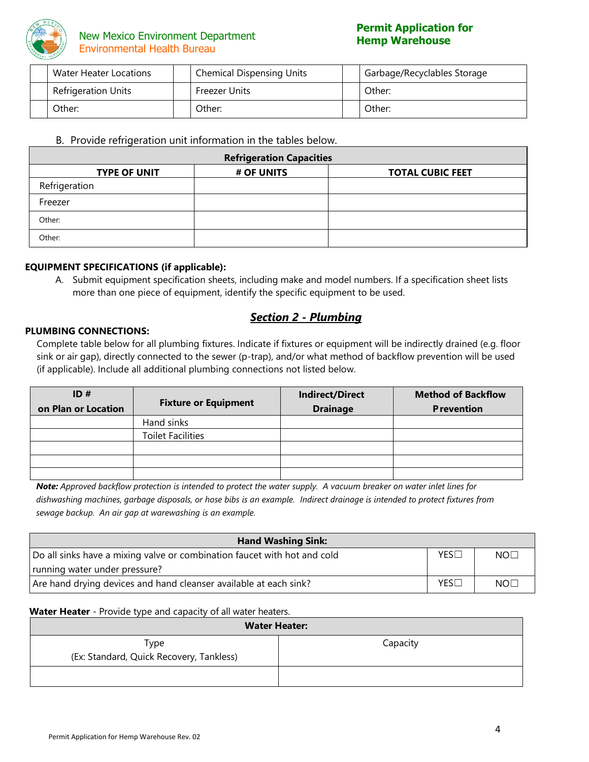|  | Water Heater Locations |  | Chemical Dispensing Units |  | Garbage/Recyclables Storage |
|---|---|---|---|---|---|
|  | Refrigeration Units |  | Freezer Units |  | Other: |
|  | Other: |  | Other: |  | Other: |

B. Provide refrigeration unit information in the tables below.

| Refrigeration Capacities | | |
|---|---|---|
| **TYPE OF UNIT** | **# OF UNITS** | **TOTAL CUBIC FEET** |
| Refrigeration | | |
| Freezer | | |
| Other: | | |
| Other: | | |

**EQUIPMENT SPECIFICATIONS (if applicable):**

A. Submit equipment specification sheets, including make and model numbers. If a specification sheet lists more than one piece of equipment, identify the specific equipment to be used.

## *Section 2 - Plumbing*

**PLUMBING CONNECTIONS:**

Complete table below for all plumbing fixtures. Indicate if fixtures or equipment will be indirectly drained (e.g. floor sink or air gap), directly connected to the sewer (p-trap), and/or what method of backflow prevention will be used (if applicable). Include all additional plumbing connections not listed below.

| ID # on Plan or Location | Fixture or Equipment | Indirect/Direct Drainage | Method of Backflow Prevention |
|---|---|---|---|
| | Hand sinks | | |
| | Toilet Facilities | | |
| | | | |
| | | | |
| | | | |

***Note:*** *Approved backflow protection is intended to protect the water supply. A vacuum breaker on water inlet lines for dishwashing machines, garbage disposals, or hose bibs is an example. Indirect drainage is intended to protect fixtures from sewage backup. An air gap at warewashing is an example.*

| Hand Washing Sink: | | |
|---|---|---|
| Do all sinks have a mixing valve or combination faucet with hot and cold running water under pressure? | YES☐ | NO☐ |
| Are hand drying devices and hand cleanser available at each sink? | YES☐ | NO☐ |

**Water Heater** - Provide type and capacity of all water heaters.

| Water Heater: | |
|---|---|
| Type (Ex: Standard, Quick Recovery, Tankless) | Capacity |
| | |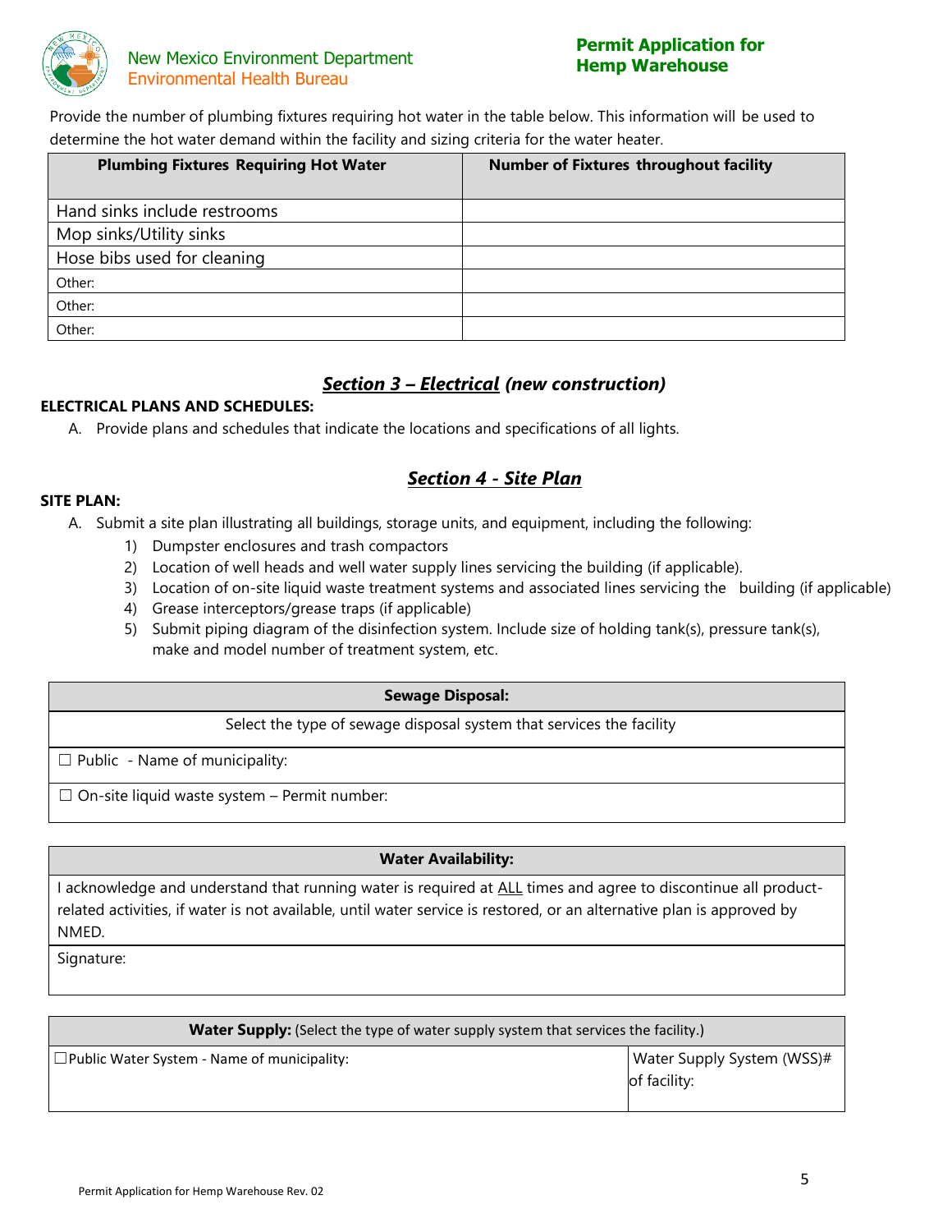Provide the number of plumbing fixtures requiring hot water in the table below. This information will be used to determine the hot water demand within the facility and sizing criteria for the water heater.

| Plumbing Fixtures Requiring Hot Water | Number of Fixtures throughout facility |
|---|---|
| Hand sinks include restrooms | |
| Mop sinks/Utility sinks | |
| Hose bibs used for cleaning | |
| Other: | |
| Other: | |
| Other: | |

## *Section 3 – Electrical (new construction)*

**ELECTRICAL PLANS AND SCHEDULES:**

A. Provide plans and schedules that indicate the locations and specifications of all lights.

## *Section 4 - Site Plan*

**SITE PLAN:**

A. Submit a site plan illustrating all buildings, storage units, and equipment, including the following:
   1) Dumpster enclosures and trash compactors
   2) Location of well heads and well water supply lines servicing the building (if applicable).
   3) Location of on-site liquid waste treatment systems and associated lines servicing the building (if applicable)
   4) Grease interceptors/grease traps (if applicable)
   5) Submit piping diagram of the disinfection system. Include size of holding tank(s), pressure tank(s), make and model number of treatment system, etc.

| Sewage Disposal: |
|---|
| Select the type of sewage disposal system that services the facility |
| ☐ Public - Name of municipality: |
| ☐ On-site liquid waste system – Permit number: |

| Water Availability: |
|---|
| I acknowledge and understand that running water is required at ALL times and agree to discontinue all product-related activities, if water is not available, until water service is restored, or an alternative plan is approved by NMED. |
| Signature: |

| **Water Supply:** (Select the type of water supply system that services the facility.) | |
|---|---|
| ☐Public Water System - Name of municipality: | Water Supply System (WSS)# of facility: |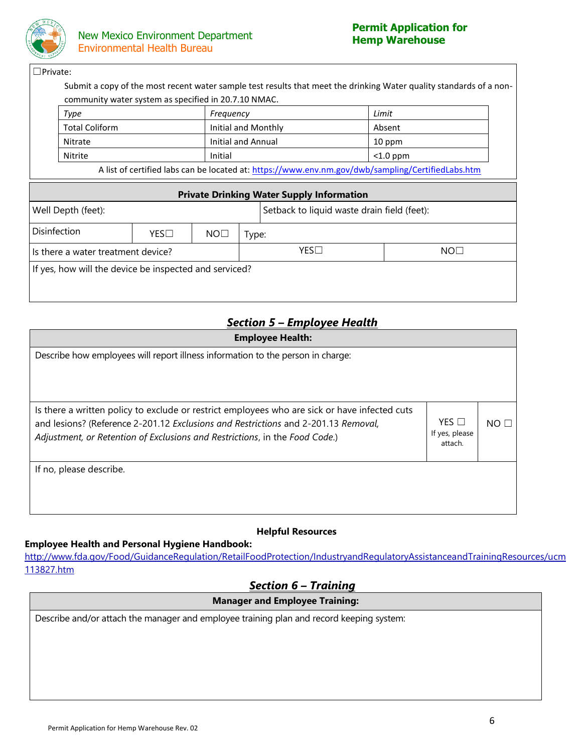☐Private:

Submit a copy of the most recent water sample test results that meet the drinking Water quality standards of a non-community water system as specified in 20.7.10 NMAC.

| *Type* | *Frequency* | *Limit* |
|---|---|---|
| Total Coliform | Initial and Monthly | Absent |
| Nitrate | Initial and Annual | 10 ppm |
| Nitrite | Initial | <1.0 ppm |

A list of certified labs can be located at: https://www.env.nm.gov/dwb/sampling/CertifiedLabs.htm

| **Private Drinking Water Supply Information** | | | | |
|---|---|---|---|---|
| Well Depth (feet): | | | Setback to liquid waste drain field (feet): | |
| Disinfection | YES☐ | NO☐ | Type: | |
| Is there a water treatment device? | | | YES☐ | NO☐ |
| If yes, how will the device be inspected and serviced? | | | | |

## *Section 5 – Employee Health*

| **Employee Health:** | | |
|---|---|---|
| Describe how employees will report illness information to the person in charge: | | |
| Is there a written policy to exclude or restrict employees who are sick or have infected cuts and lesions? (Reference 2-201.12 *Exclusions and Restrictions* and 2-201.13 *Removal, Adjustment, or Retention of Exclusions and Restrictions*, in the *Food Code*.) | YES ☐ If yes, please attach. | NO ☐ |
| If no, please describe. | | |

**Helpful Resources**

**Employee Health and Personal Hygiene Handbook:**
http://www.fda.gov/Food/GuidanceRegulation/RetailFoodProtection/IndustryandRegulatoryAssistanceandTrainingResources/ucm113827.htm

## *Section 6 – Training*

| **Manager and Employee Training:** |
|---|
| Describe and/or attach the manager and employee training plan and record keeping system: |

Permit Application for Hemp Warehouse Rev. 02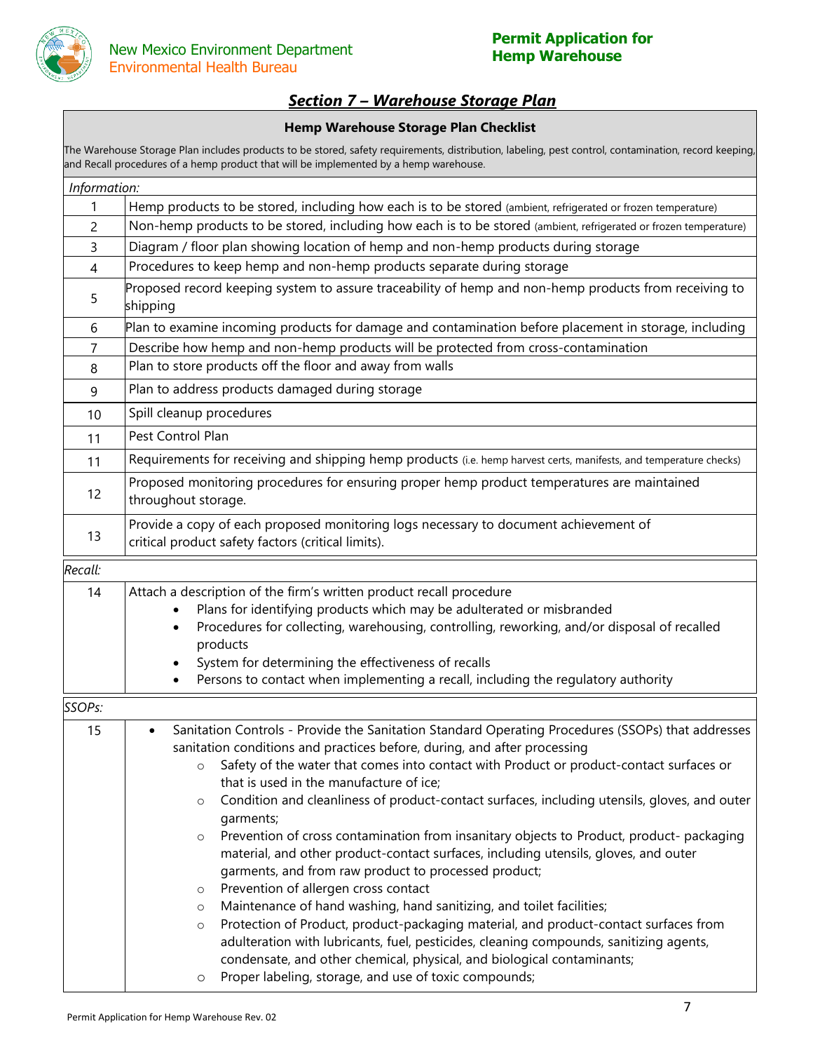## Section 7 – Warehouse Storage Plan

| Hemp Warehouse Storage Plan Checklist | |
|---|---|
| The Warehouse Storage Plan includes products to be stored, safety requirements, distribution, labeling, pest control, contamination, record keeping, and Recall procedures of a hemp product that will be implemented by a hemp warehouse. | |
| *Information:* | |
| 1 | Hemp products to be stored, including how each is to be stored (ambient, refrigerated or frozen temperature) |
| 2 | Non-hemp products to be stored, including how each is to be stored (ambient, refrigerated or frozen temperature) |
| 3 | Diagram / floor plan showing location of hemp and non-hemp products during storage |
| 4 | Procedures to keep hemp and non-hemp products separate during storage |
| 5 | Proposed record keeping system to assure traceability of hemp and non-hemp products from receiving to shipping |
| 6 | Plan to examine incoming products for damage and contamination before placement in storage, including |
| 7 | Describe how hemp and non-hemp products will be protected from cross-contamination |
| 8 | Plan to store products off the floor and away from walls |
| 9 | Plan to address products damaged during storage |
| 10 | Spill cleanup procedures |
| 11 | Pest Control Plan |
| 11 | Requirements for receiving and shipping hemp products (i.e. hemp harvest certs, manifests, and temperature checks) |
| 12 | Proposed monitoring procedures for ensuring proper hemp product temperatures are maintained throughout storage. |
| 13 | Provide a copy of each proposed monitoring logs necessary to document achievement of critical product safety factors (critical limits). |
| *Recall:* | |
| 14 | Attach a description of the firm's written product recall procedure<br>• Plans for identifying products which may be adulterated or misbranded<br>• Procedures for collecting, warehousing, controlling, reworking, and/or disposal of recalled products<br>• System for determining the effectiveness of recalls<br>• Persons to contact when implementing a recall, including the regulatory authority |
| *SSOPs:* | |
| 15 | • Sanitation Controls - Provide the Sanitation Standard Operating Procedures (SSOPs) that addresses sanitation conditions and practices before, during, and after processing<br>  ○ Safety of the water that comes into contact with Product or product-contact surfaces or that is used in the manufacture of ice;<br>  ○ Condition and cleanliness of product-contact surfaces, including utensils, gloves, and outer garments;<br>  ○ Prevention of cross contamination from insanitary objects to Product, product- packaging material, and other product-contact surfaces, including utensils, gloves, and outer garments, and from raw product to processed product;<br>  ○ Prevention of allergen cross contact<br>  ○ Maintenance of hand washing, hand sanitizing, and toilet facilities;<br>  ○ Protection of Product, product-packaging material, and product-contact surfaces from adulteration with lubricants, fuel, pesticides, cleaning compounds, sanitizing agents, condensate, and other chemical, physical, and biological contaminants;<br>  ○ Proper labeling, storage, and use of toxic compounds; |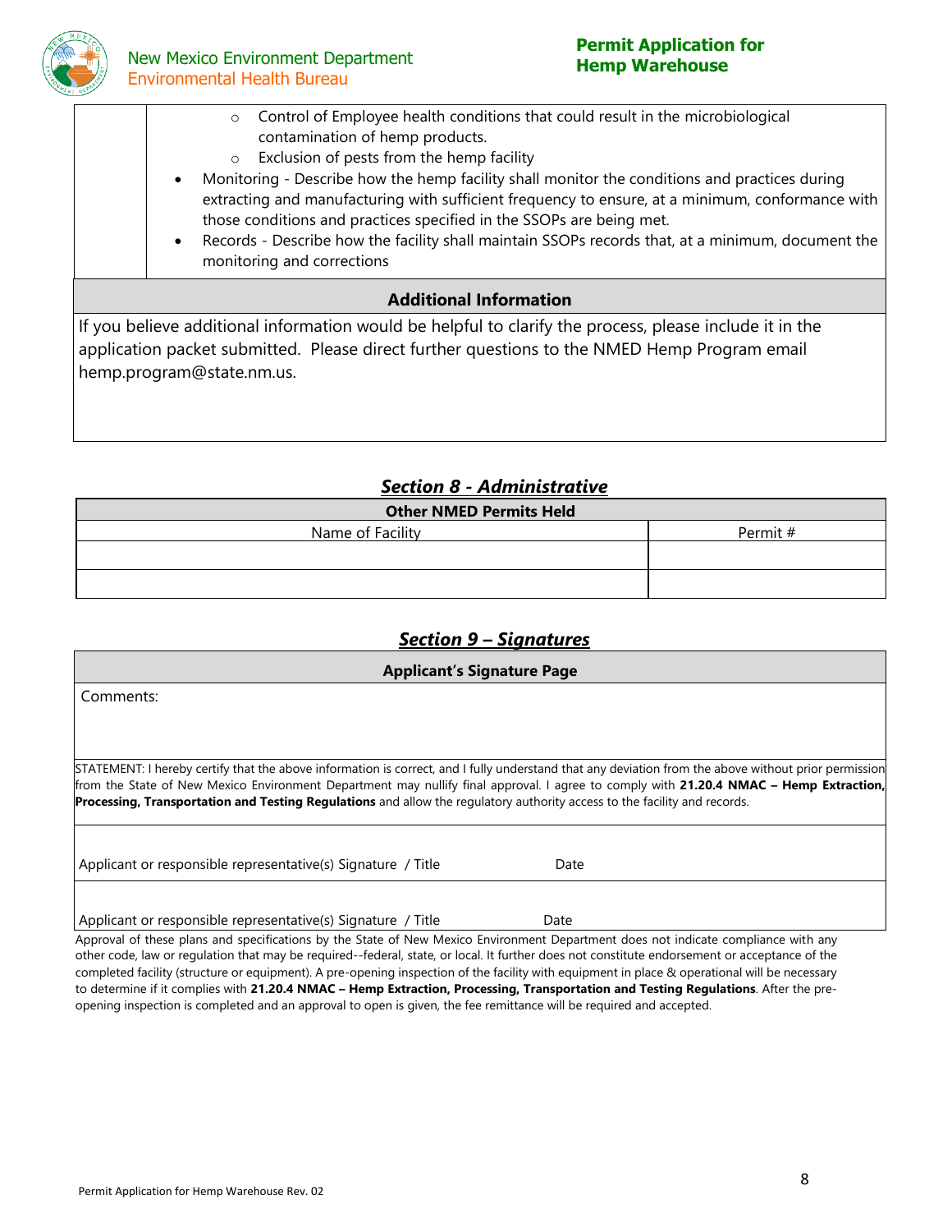- Control of Employee health conditions that could result in the microbiological contamination of hemp products.
- Exclusion of pests from the hemp facility

- Monitoring - Describe how the hemp facility shall monitor the conditions and practices during extracting and manufacturing with sufficient frequency to ensure, at a minimum, conformance with those conditions and practices specified in the SSOPs are being met.
- Records - Describe how the facility shall maintain SSOPs records that, at a minimum, document the monitoring and corrections

**Additional Information**

If you believe additional information would be helpful to clarify the process, please include it in the application packet submitted. Please direct further questions to the NMED Hemp Program email hemp.program@state.nm.us.

## *Section 8 - Administrative*

| **Other NMED Permits Held** | |
|---|---|
| Name of Facility | Permit # |
| | |
| | |

## *Section 9 – Signatures*

**Applicant's Signature Page**

Comments:

STATEMENT: I hereby certify that the above information is correct, and I fully understand that any deviation from the above without prior permission from the State of New Mexico Environment Department may nullify final approval. I agree to comply with **21.20.4 NMAC – Hemp Extraction, Processing, Transportation and Testing Regulations** and allow the regulatory authority access to the facility and records.

Applicant or responsible representative(s) Signature / Title Date

Applicant or responsible representative(s) Signature / Title Date

Approval of these plans and specifications by the State of New Mexico Environment Department does not indicate compliance with any other code, law or regulation that may be required--federal, state, or local. It further does not constitute endorsement or acceptance of the completed facility (structure or equipment). A pre-opening inspection of the facility with equipment in place & operational will be necessary to determine if it complies with **21.20.4 NMAC – Hemp Extraction, Processing, Transportation and Testing Regulations**. After the pre-opening inspection is completed and an approval to open is given, the fee remittance will be required and accepted.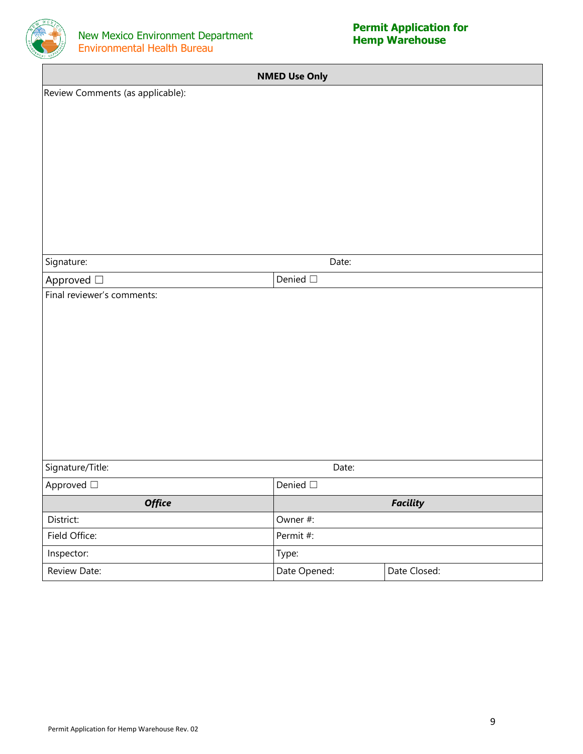New Mexico Environment Department
Environmental Health Bureau

**Permit Application for Hemp Warehouse**

| **NMED Use Only** | | |
|---|---|---|
| Review Comments (as applicable): | | |
| Signature: | Date: | |
| Approved ☐ | Denied ☐ | |
| Final reviewer's comments: | | |
| Signature/Title: | Date: | |
| Approved ☐ | Denied ☐ | |
| ***Office*** | ***Facility*** | |
| District: | Owner #: | |
| Field Office: | Permit #: | |
| Inspector: | Type: | |
| Review Date: | Date Opened: | Date Closed: |

Permit Application for Hemp Warehouse Rev. 02